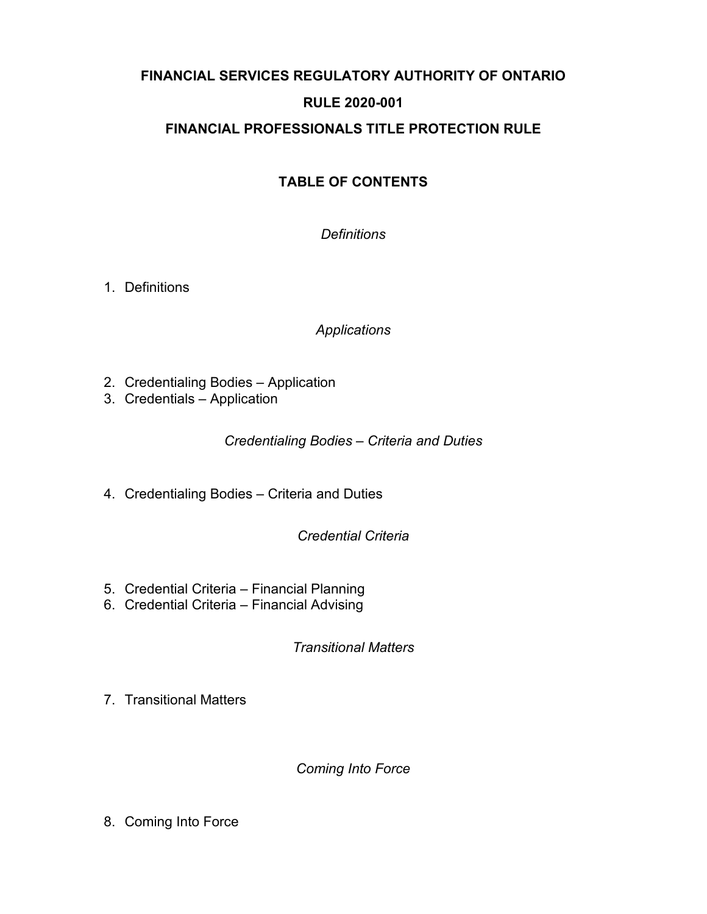# FINANCIAL SERVICES REGULATORY AUTHORITY OF ONTARIO

## RULE 2020-001

## FINANCIAL PROFESSIONALS TITLE PROTECTION RULE

### TABLE OF CONTENTS

*Definitions*

1. Definitions

*Applications*

2. Credentialing Bodies – Application
3. Credentials – Application

*Credentialing Bodies – Criteria and Duties*

4. Credentialing Bodies – Criteria and Duties

*Credential Criteria*

5. Credential Criteria – Financial Planning
6. Credential Criteria – Financial Advising

*Transitional Matters*

7. Transitional Matters

*Coming Into Force*

8. Coming Into Force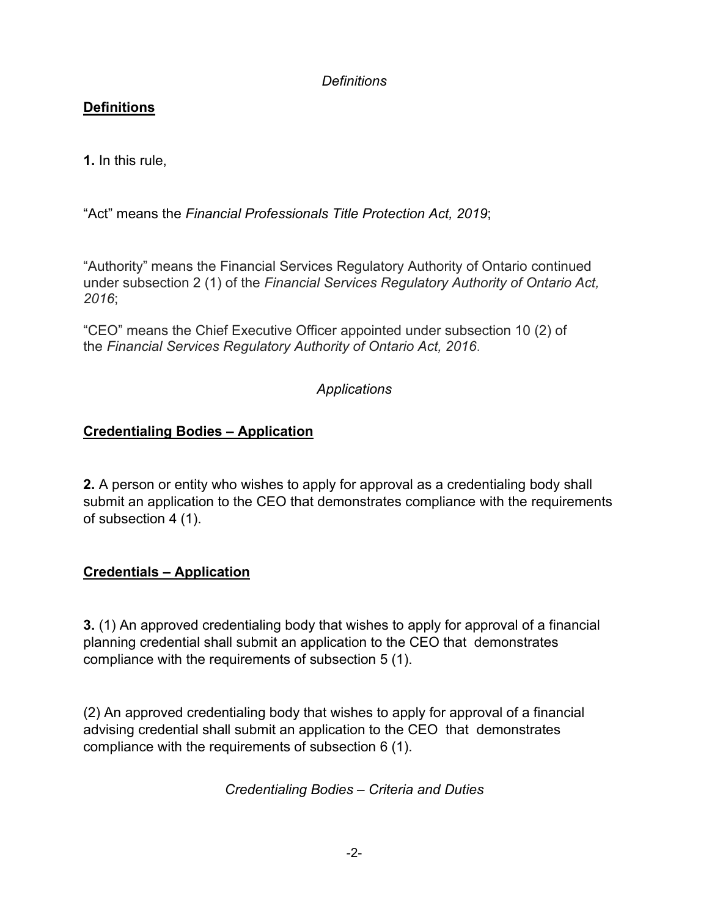*Definitions*

**Definitions**

**1.** In this rule,

"Act" means the *Financial Professionals Title Protection Act, 2019*;

"Authority" means the Financial Services Regulatory Authority of Ontario continued under subsection 2 (1) of the *Financial Services Regulatory Authority of Ontario Act, 2016*;

"CEO" means the Chief Executive Officer appointed under subsection 10 (2) of the *Financial Services Regulatory Authority of Ontario Act, 2016*.

*Applications*

**Credentialing Bodies – Application**

**2.** A person or entity who wishes to apply for approval as a credentialing body shall submit an application to the CEO that demonstrates compliance with the requirements of subsection 4 (1).

**Credentials – Application**

**3.** (1) An approved credentialing body that wishes to apply for approval of a financial planning credential shall submit an application to the CEO that demonstrates compliance with the requirements of subsection 5 (1).

(2) An approved credentialing body that wishes to apply for approval of a financial advising credential shall submit an application to the CEO that demonstrates compliance with the requirements of subsection 6 (1).

*Credentialing Bodies – Criteria and Duties*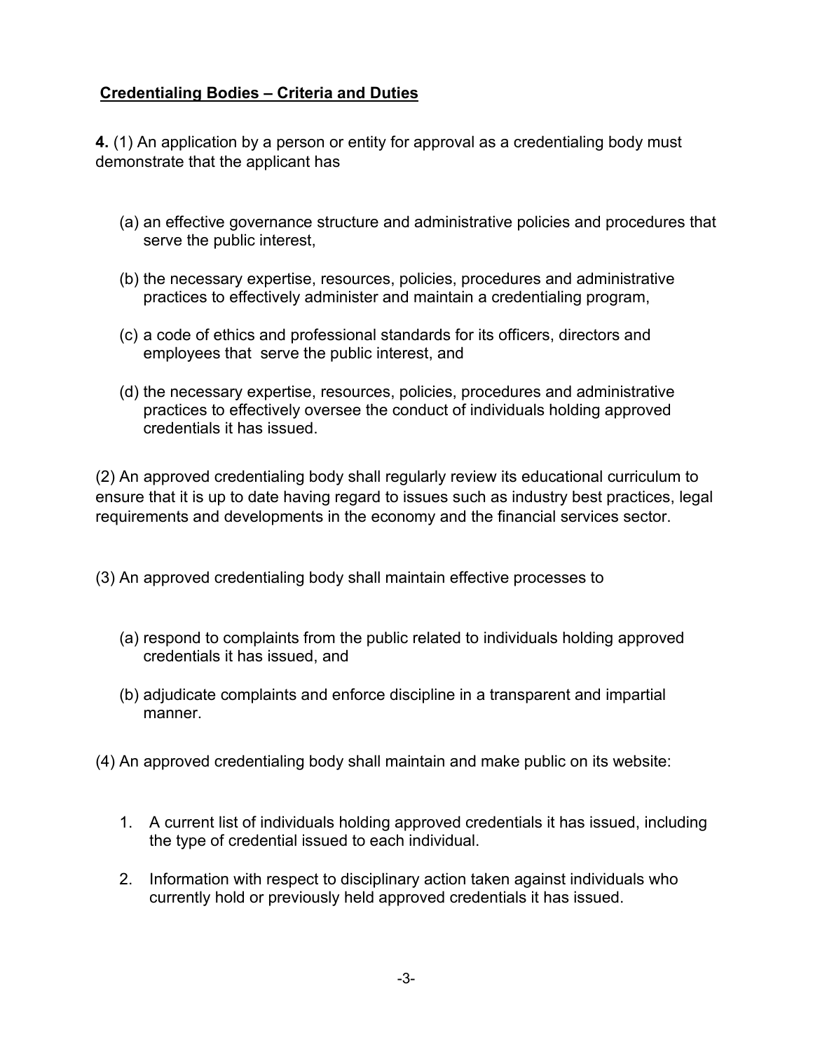**Credentialing Bodies – Criteria and Duties**

**4.** (1) An application by a person or entity for approval as a credentialing body must demonstrate that the applicant has

(a) an effective governance structure and administrative policies and procedures that serve the public interest,

(b) the necessary expertise, resources, policies, procedures and administrative practices to effectively administer and maintain a credentialing program,

(c) a code of ethics and professional standards for its officers, directors and employees that serve the public interest, and

(d) the necessary expertise, resources, policies, procedures and administrative practices to effectively oversee the conduct of individuals holding approved credentials it has issued.

(2) An approved credentialing body shall regularly review its educational curriculum to ensure that it is up to date having regard to issues such as industry best practices, legal requirements and developments in the economy and the financial services sector.

(3) An approved credentialing body shall maintain effective processes to

(a) respond to complaints from the public related to individuals holding approved credentials it has issued, and

(b) adjudicate complaints and enforce discipline in a transparent and impartial manner.

(4) An approved credentialing body shall maintain and make public on its website:

1. A current list of individuals holding approved credentials it has issued, including the type of credential issued to each individual.
2. Information with respect to disciplinary action taken against individuals who currently hold or previously held approved credentials it has issued.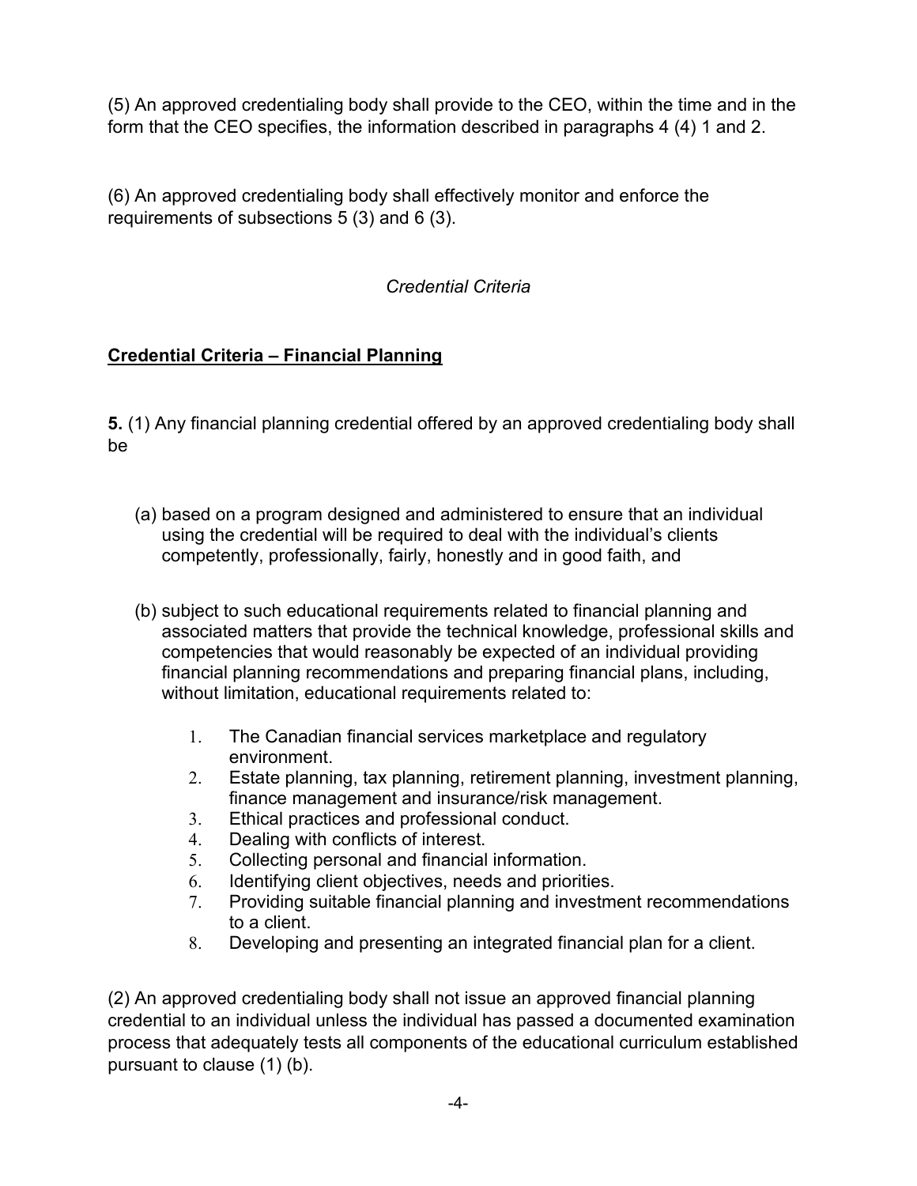(5) An approved credentialing body shall provide to the CEO, within the time and in the form that the CEO specifies, the information described in paragraphs 4 (4) 1 and 2.

(6) An approved credentialing body shall effectively monitor and enforce the requirements of subsections 5 (3) and 6 (3).

*Credential Criteria*

**Credential Criteria – Financial Planning**

**5.** (1) Any financial planning credential offered by an approved credentialing body shall be

(a) based on a program designed and administered to ensure that an individual using the credential will be required to deal with the individual's clients competently, professionally, fairly, honestly and in good faith, and

(b) subject to such educational requirements related to financial planning and associated matters that provide the technical knowledge, professional skills and competencies that would reasonably be expected of an individual providing financial planning recommendations and preparing financial plans, including, without limitation, educational requirements related to:

1. The Canadian financial services marketplace and regulatory environment.
2. Estate planning, tax planning, retirement planning, investment planning, finance management and insurance/risk management.
3. Ethical practices and professional conduct.
4. Dealing with conflicts of interest.
5. Collecting personal and financial information.
6. Identifying client objectives, needs and priorities.
7. Providing suitable financial planning and investment recommendations to a client.
8. Developing and presenting an integrated financial plan for a client.

(2) An approved credentialing body shall not issue an approved financial planning credential to an individual unless the individual has passed a documented examination process that adequately tests all components of the educational curriculum established pursuant to clause (1) (b).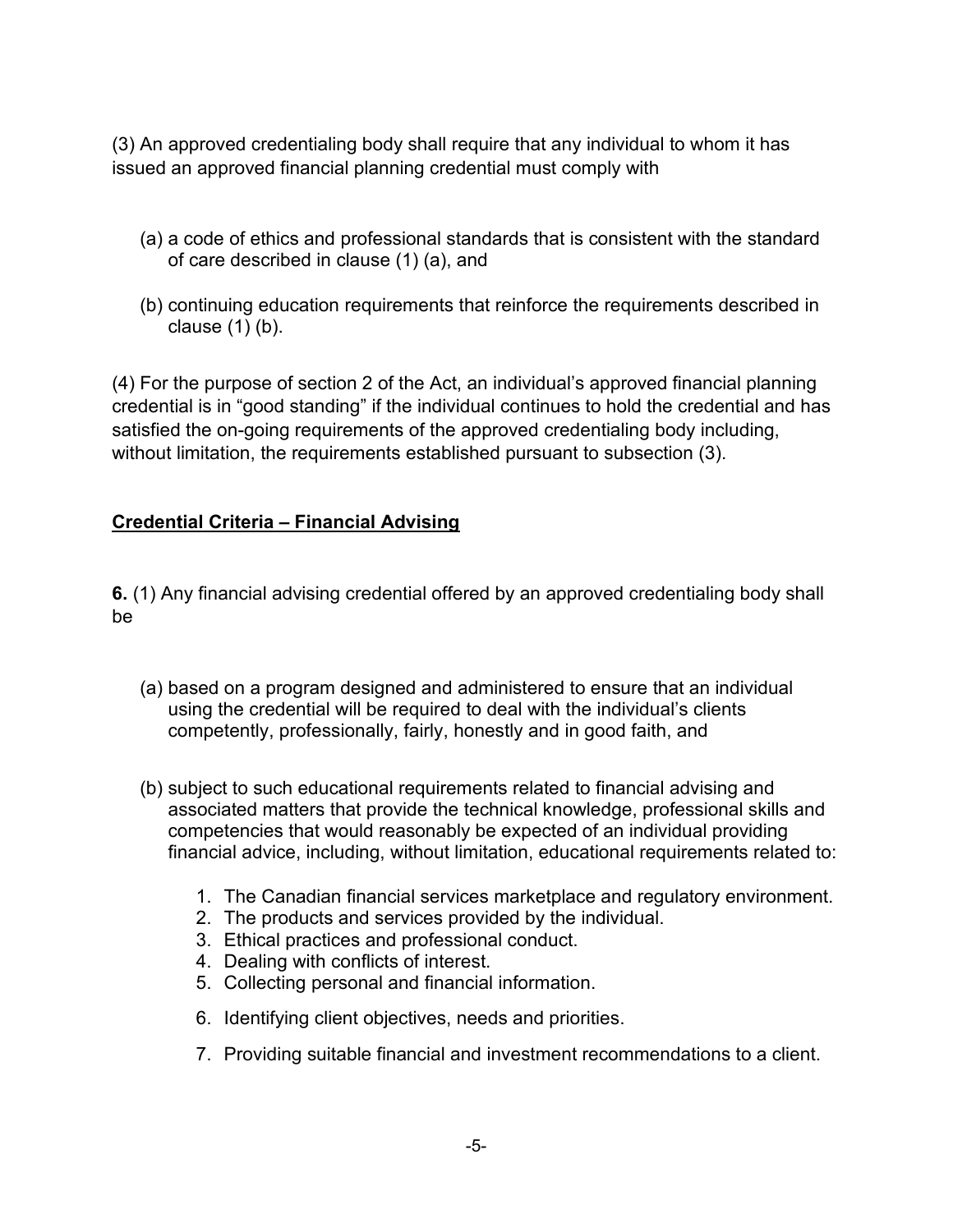(3) An approved credentialing body shall require that any individual to whom it has issued an approved financial planning credential must comply with

(a) a code of ethics and professional standards that is consistent with the standard of care described in clause (1) (a), and

(b) continuing education requirements that reinforce the requirements described in clause (1) (b).

(4) For the purpose of section 2 of the Act, an individual's approved financial planning credential is in "good standing" if the individual continues to hold the credential and has satisfied the on-going requirements of the approved credentialing body including, without limitation, the requirements established pursuant to subsection (3).

**Credential Criteria – Financial Advising**

**6.** (1) Any financial advising credential offered by an approved credentialing body shall be

(a) based on a program designed and administered to ensure that an individual using the credential will be required to deal with the individual's clients competently, professionally, fairly, honestly and in good faith, and

(b) subject to such educational requirements related to financial advising and associated matters that provide the technical knowledge, professional skills and competencies that would reasonably be expected of an individual providing financial advice, including, without limitation, educational requirements related to:

1. The Canadian financial services marketplace and regulatory environment.
2. The products and services provided by the individual.
3. Ethical practices and professional conduct.
4. Dealing with conflicts of interest.
5. Collecting personal and financial information.
6. Identifying client objectives, needs and priorities.
7. Providing suitable financial and investment recommendations to a client.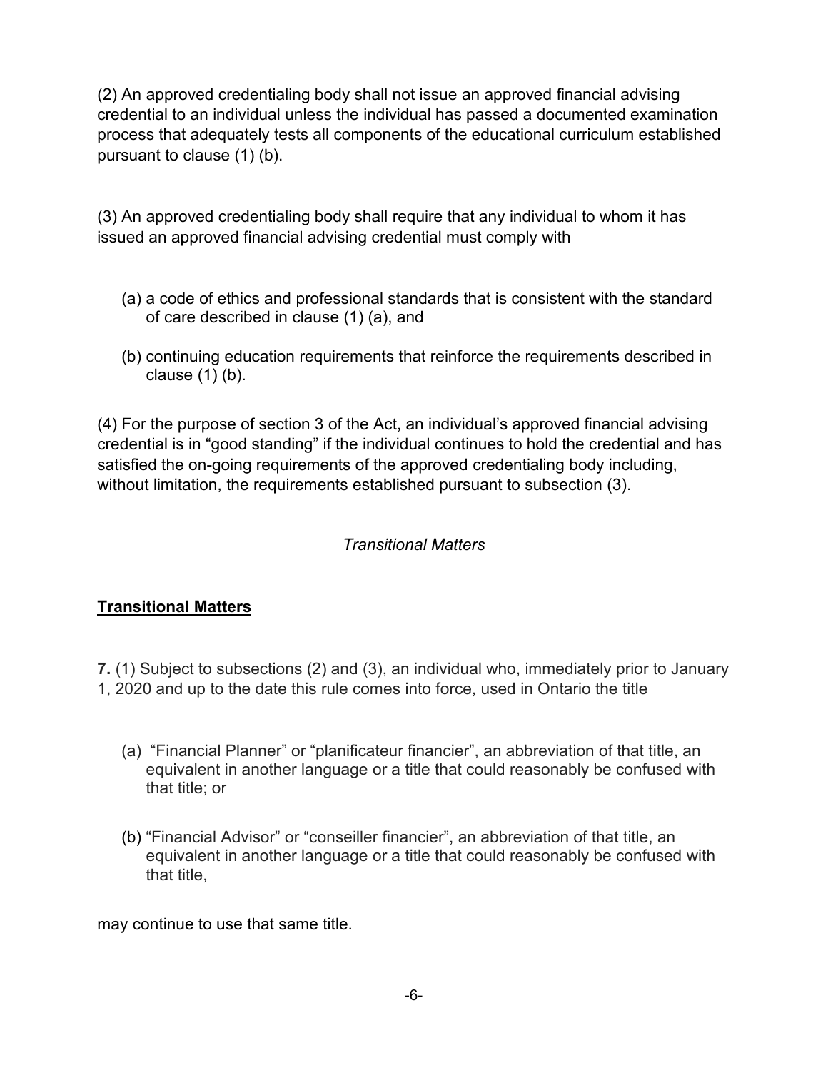(2) An approved credentialing body shall not issue an approved financial advising credential to an individual unless the individual has passed a documented examination process that adequately tests all components of the educational curriculum established pursuant to clause (1) (b).

(3) An approved credentialing body shall require that any individual to whom it has issued an approved financial advising credential must comply with

(a) a code of ethics and professional standards that is consistent with the standard of care described in clause (1) (a), and

(b) continuing education requirements that reinforce the requirements described in clause (1) (b).

(4) For the purpose of section 3 of the Act, an individual's approved financial advising credential is in "good standing" if the individual continues to hold the credential and has satisfied the on-going requirements of the approved credentialing body including, without limitation, the requirements established pursuant to subsection (3).

*Transitional Matters*

**<u>Transitional Matters</u>**

**7.** (1) Subject to subsections (2) and (3), an individual who, immediately prior to January 1, 2020 and up to the date this rule comes into force, used in Ontario the title

(a) "Financial Planner" or "planificateur financier", an abbreviation of that title, an equivalent in another language or a title that could reasonably be confused with that title; or

(b) "Financial Advisor" or "conseiller financier", an abbreviation of that title, an equivalent in another language or a title that could reasonably be confused with that title,

may continue to use that same title.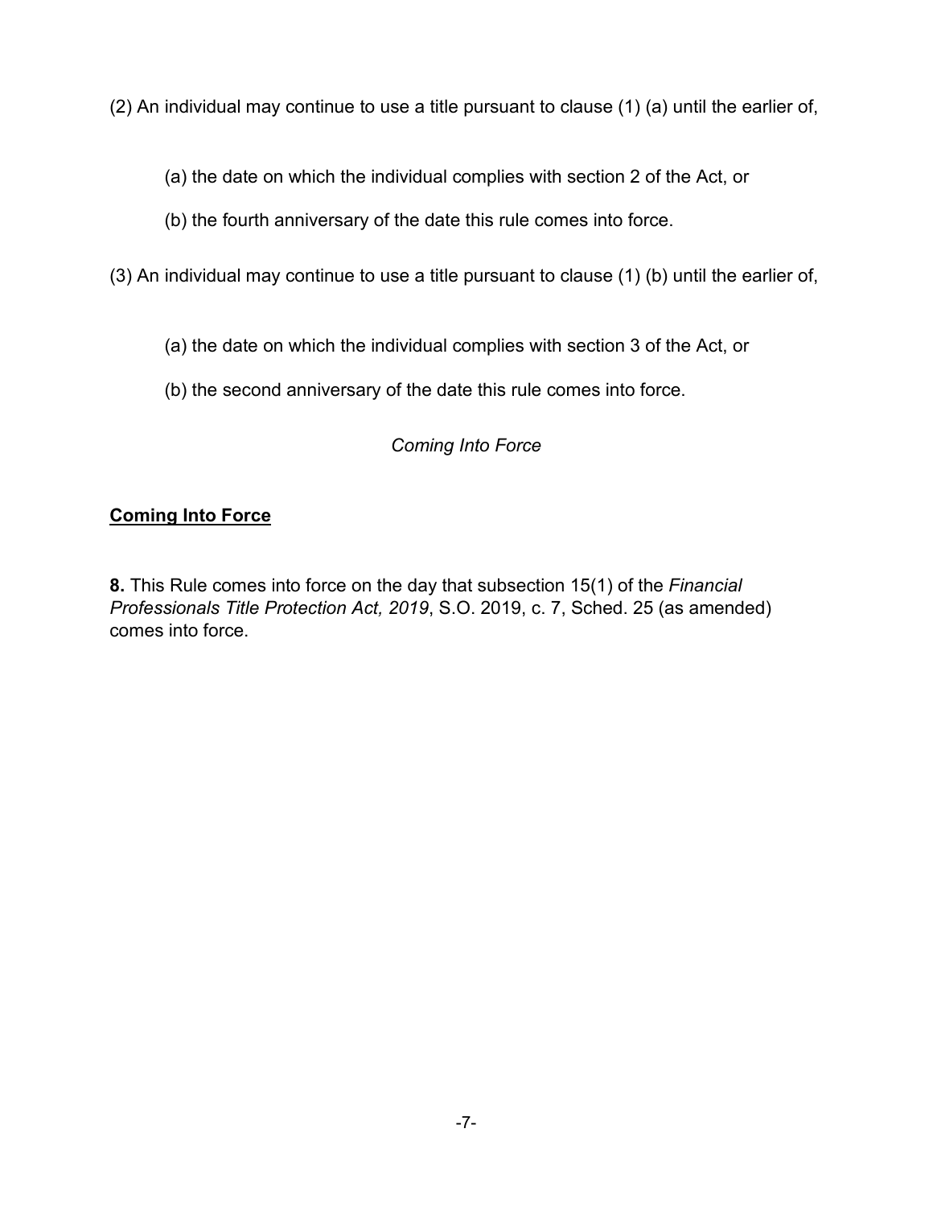(2) An individual may continue to use a title pursuant to clause (1) (a) until the earlier of,

(a) the date on which the individual complies with section 2 of the Act, or

(b) the fourth anniversary of the date this rule comes into force.

(3) An individual may continue to use a title pursuant to clause (1) (b) until the earlier of,

(a) the date on which the individual complies with section 3 of the Act, or

(b) the second anniversary of the date this rule comes into force.

*Coming Into Force*

**Coming Into Force**

**8.** This Rule comes into force on the day that subsection 15(1) of the *Financial Professionals Title Protection Act, 2019*, S.O. 2019, c. 7, Sched. 25 (as amended) comes into force.